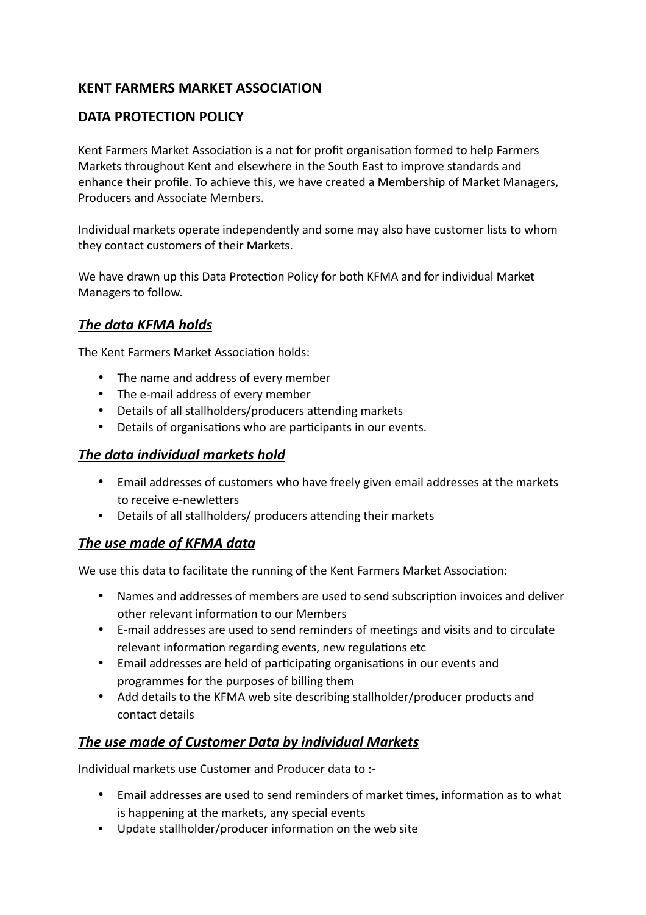## KENT FARMERS MARKET ASSOCIATION

## DATA PROTECTION POLICY

Kent Farmers Market Association is a not for profit organisation formed to help Farmers Markets throughout Kent and elsewhere in the South East to improve standards and enhance their profile. To achieve this, we have created a Membership of Market Managers, Producers and Associate Members.

Individual markets operate independently and some may also have customer lists to whom they contact customers of their Markets.

We have drawn up this Data Protection Policy for both KFMA and for individual Market Managers to follow.

### ***The data KFMA holds***

The Kent Farmers Market Association holds:

- The name and address of every member
- The e-mail address of every member
- Details of all stallholders/producers attending markets
- Details of organisations who are participants in our events.

### ***The data individual markets hold***

- Email addresses of customers who have freely given email addresses at the markets to receive e-newletters
- Details of all stallholders/ producers attending their markets

### ***The use made of KFMA data***

We use this data to facilitate the running of the Kent Farmers Market Association:

- Names and addresses of members are used to send subscription invoices and deliver other relevant information to our Members
- E-mail addresses are used to send reminders of meetings and visits and to circulate relevant information regarding events, new regulations etc
- Email addresses are held of participating organisations in our events and programmes for the purposes of billing them
- Add details to the KFMA web site describing stallholder/producer products and contact details

### ***The use made of Customer Data by individual Markets***

Individual markets use Customer and Producer data to :-

- Email addresses are used to send reminders of market times, information as to what is happening at the markets, any special events
- Update stallholder/producer information on the web site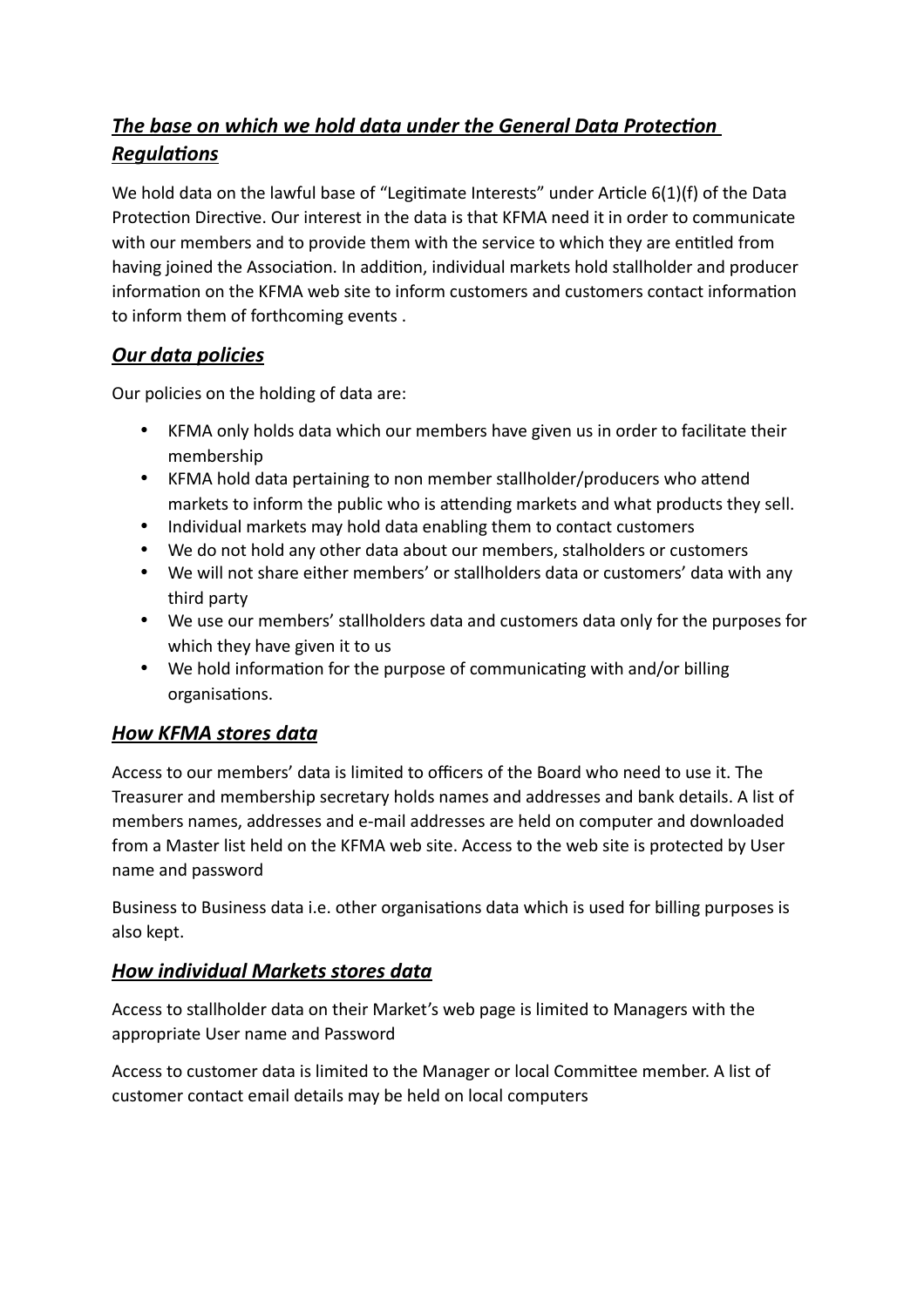## ***The base on which we hold data under the General Data Protection Regulations***

We hold data on the lawful base of "Legitimate Interests" under Article 6(1)(f) of the Data Protection Directive. Our interest in the data is that KFMA need it in order to communicate with our members and to provide them with the service to which they are entitled from having joined the Association. In addition, individual markets hold stallholder and producer information on the KFMA web site to inform customers and customers contact information to inform them of forthcoming events .

## ***Our data policies***

Our policies on the holding of data are:

- KFMA only holds data which our members have given us in order to facilitate their membership
- KFMA hold data pertaining to non member stallholder/producers who attend markets to inform the public who is attending markets and what products they sell.
- Individual markets may hold data enabling them to contact customers
- We do not hold any other data about our members, stalholders or customers
- We will not share either members' or stallholders data or customers' data with any third party
- We use our members' stallholders data and customers data only for the purposes for which they have given it to us
- We hold information for the purpose of communicating with and/or billing organisations.

## ***How KFMA stores data***

Access to our members' data is limited to officers of the Board who need to use it. The Treasurer and membership secretary holds names and addresses and bank details. A list of members names, addresses and e-mail addresses are held on computer and downloaded from a Master list held on the KFMA web site. Access to the web site is protected by User name and password

Business to Business data i.e. other organisations data which is used for billing purposes is also kept.

## ***How individual Markets stores data***

Access to stallholder data on their Market's web page is limited to Managers with the appropriate User name and Password

Access to customer data is limited to the Manager or local Committee member. A list of customer contact email details may be held on local computers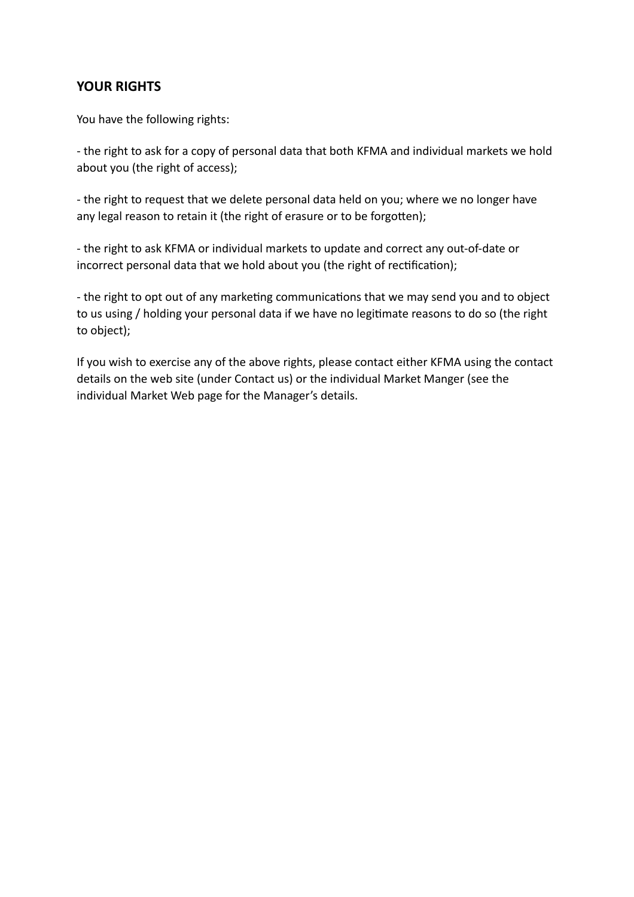## YOUR RIGHTS

You have the following rights:

- the right to ask for a copy of personal data that both KFMA and individual markets we hold about you (the right of access);

- the right to request that we delete personal data held on you; where we no longer have any legal reason to retain it (the right of erasure or to be forgotten);

- the right to ask KFMA or individual markets to update and correct any out-of-date or incorrect personal data that we hold about you (the right of rectification);

- the right to opt out of any marketing communications that we may send you and to object to us using / holding your personal data if we have no legitimate reasons to do so (the right to object);

If you wish to exercise any of the above rights, please contact either KFMA using the contact details on the web site (under Contact us) or the individual Market Manger (see the individual Market Web page for the Manager's details.